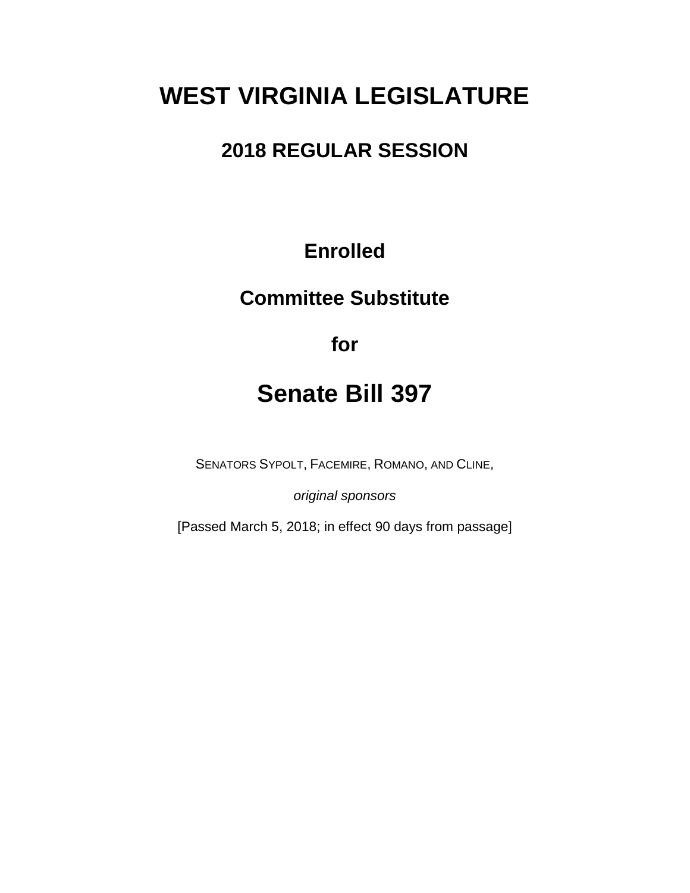# WEST VIRGINIA LEGISLATURE

## 2018 REGULAR SESSION

**Enrolled**

**Committee Substitute**

**for**

# Senate Bill 397

SENATORS SYPOLT, FACEMIRE, ROMANO, AND CLINE,

*original sponsors*

[Passed March 5, 2018; in effect 90 days from passage]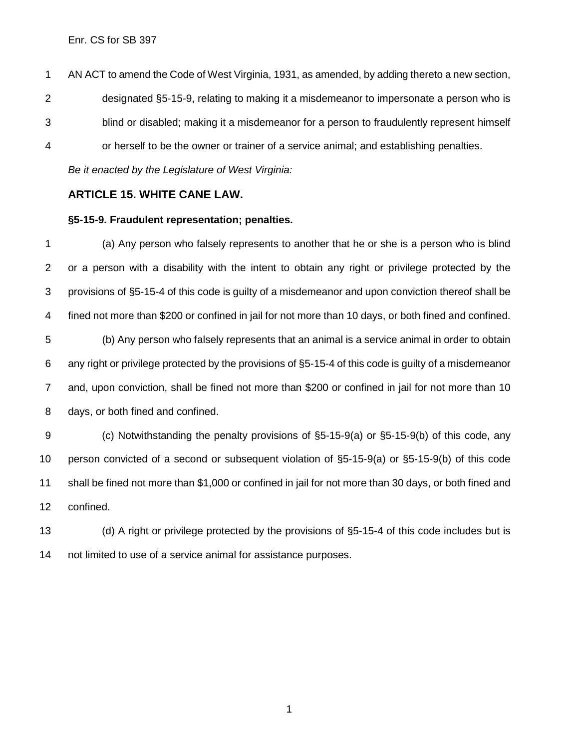AN ACT to amend the Code of West Virginia, 1931, as amended, by adding thereto a new section, designated §5-15-9, relating to making it a misdemeanor to impersonate a person who is blind or disabled; making it a misdemeanor for a person to fraudulently represent himself or herself to be the owner or trainer of a service animal; and establishing penalties.

*Be it enacted by the Legislature of West Virginia:*

## ARTICLE 15. WHITE CANE LAW.

### §5-15-9. Fraudulent representation; penalties.

(a) Any person who falsely represents to another that he or she is a person who is blind or a person with a disability with the intent to obtain any right or privilege protected by the provisions of §5-15-4 of this code is guilty of a misdemeanor and upon conviction thereof shall be fined not more than $200 or confined in jail for not more than 10 days, or both fined and confined.

(b) Any person who falsely represents that an animal is a service animal in order to obtain any right or privilege protected by the provisions of §5-15-4 of this code is guilty of a misdemeanor and, upon conviction, shall be fined not more than $200 or confined in jail for not more than 10 days, or both fined and confined.

(c) Notwithstanding the penalty provisions of §5-15-9(a) or §5-15-9(b) of this code, any person convicted of a second or subsequent violation of §5-15-9(a) or §5-15-9(b) of this code shall be fined not more than $1,000 or confined in jail for not more than 30 days, or both fined and confined.

(d) A right or privilege protected by the provisions of §5-15-4 of this code includes but is not limited to use of a service animal for assistance purposes.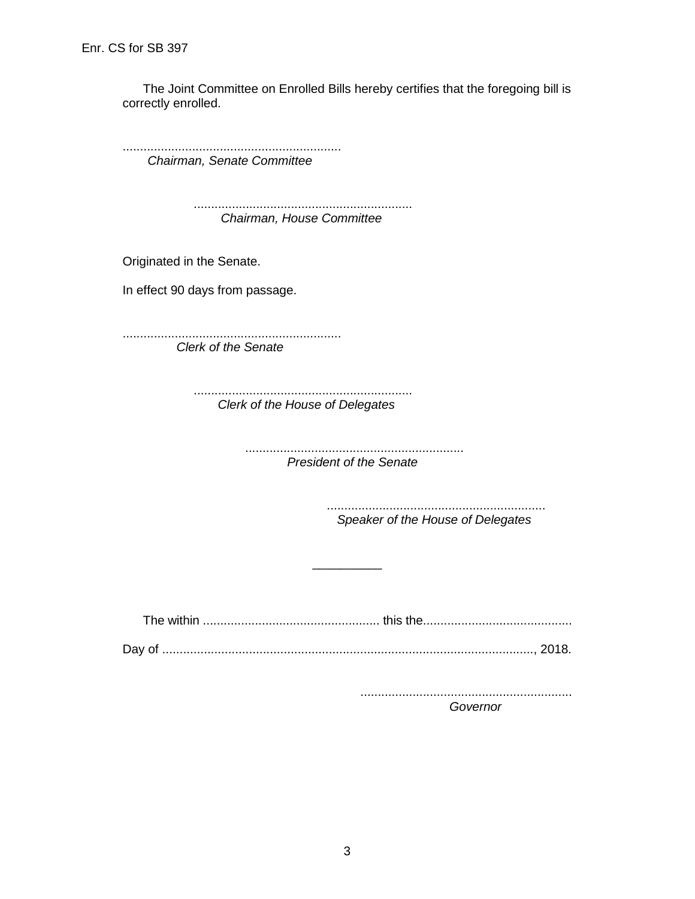The Joint Committee on Enrolled Bills hereby certifies that the foregoing bill is correctly enrolled.

...............................................................
*Chairman, Senate Committee*

...............................................................
*Chairman, House Committee*

Originated in the Senate.

In effect 90 days from passage.

...............................................................
*Clerk of the Senate*

...............................................................
*Clerk of the House of Delegates*

...............................................................
*President of the Senate*

...............................................................
*Speaker of the House of Delegates*

__________

The within .................................................. this the..........................................

Day of ..........................................................................................................., 2018.

............................................................
*Governor*